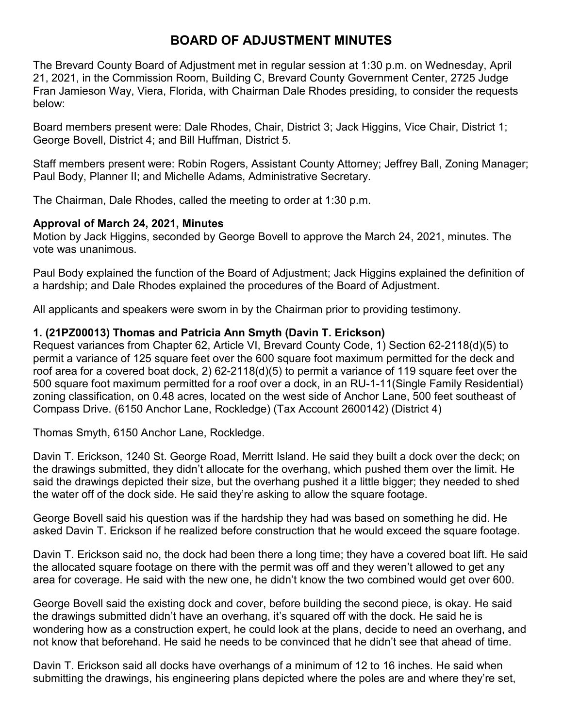# BOARD OF ADJUSTMENT MINUTES

The Brevard County Board of Adjustment met in regular session at 1:30 p.m. on Wednesday, April 21, 2021, in the Commission Room, Building C, Brevard County Government Center, 2725 Judge Fran Jamieson Way, Viera, Florida, with Chairman Dale Rhodes presiding, to consider the requests below:

Board members present were: Dale Rhodes, Chair, District 3; Jack Higgins, Vice Chair, District 1; George Bovell, District 4; and Bill Huffman, District 5.

Staff members present were: Robin Rogers, Assistant County Attorney; Jeffrey Ball, Zoning Manager; Paul Body, Planner II; and Michelle Adams, Administrative Secretary.

The Chairman, Dale Rhodes, called the meeting to order at 1:30 p.m.

**Approval of March 24, 2021, Minutes**

Motion by Jack Higgins, seconded by George Bovell to approve the March 24, 2021, minutes. The vote was unanimous.

Paul Body explained the function of the Board of Adjustment; Jack Higgins explained the definition of a hardship; and Dale Rhodes explained the procedures of the Board of Adjustment.

All applicants and speakers were sworn in by the Chairman prior to providing testimony.

**1. (21PZ00013) Thomas and Patricia Ann Smyth (Davin T. Erickson)**

Request variances from Chapter 62, Article VI, Brevard County Code, 1) Section 62-2118(d)(5) to permit a variance of 125 square feet over the 600 square foot maximum permitted for the deck and roof area for a covered boat dock, 2) 62-2118(d)(5) to permit a variance of 119 square feet over the 500 square foot maximum permitted for a roof over a dock, in an RU-1-11(Single Family Residential) zoning classification, on 0.48 acres, located on the west side of Anchor Lane, 500 feet southeast of Compass Drive. (6150 Anchor Lane, Rockledge) (Tax Account 2600142) (District 4)

Thomas Smyth, 6150 Anchor Lane, Rockledge.

Davin T. Erickson, 1240 St. George Road, Merritt Island. He said they built a dock over the deck; on the drawings submitted, they didn't allocate for the overhang, which pushed them over the limit. He said the drawings depicted their size, but the overhang pushed it a little bigger; they needed to shed the water off of the dock side. He said they're asking to allow the square footage.

George Bovell said his question was if the hardship they had was based on something he did. He asked Davin T. Erickson if he realized before construction that he would exceed the square footage.

Davin T. Erickson said no, the dock had been there a long time; they have a covered boat lift. He said the allocated square footage on there with the permit was off and they weren't allowed to get any area for coverage. He said with the new one, he didn't know the two combined would get over 600.

George Bovell said the existing dock and cover, before building the second piece, is okay. He said the drawings submitted didn't have an overhang, it's squared off with the dock. He said he is wondering how as a construction expert, he could look at the plans, decide to need an overhang, and not know that beforehand. He said he needs to be convinced that he didn't see that ahead of time.

Davin T. Erickson said all docks have overhangs of a minimum of 12 to 16 inches. He said when submitting the drawings, his engineering plans depicted where the poles are and where they're set,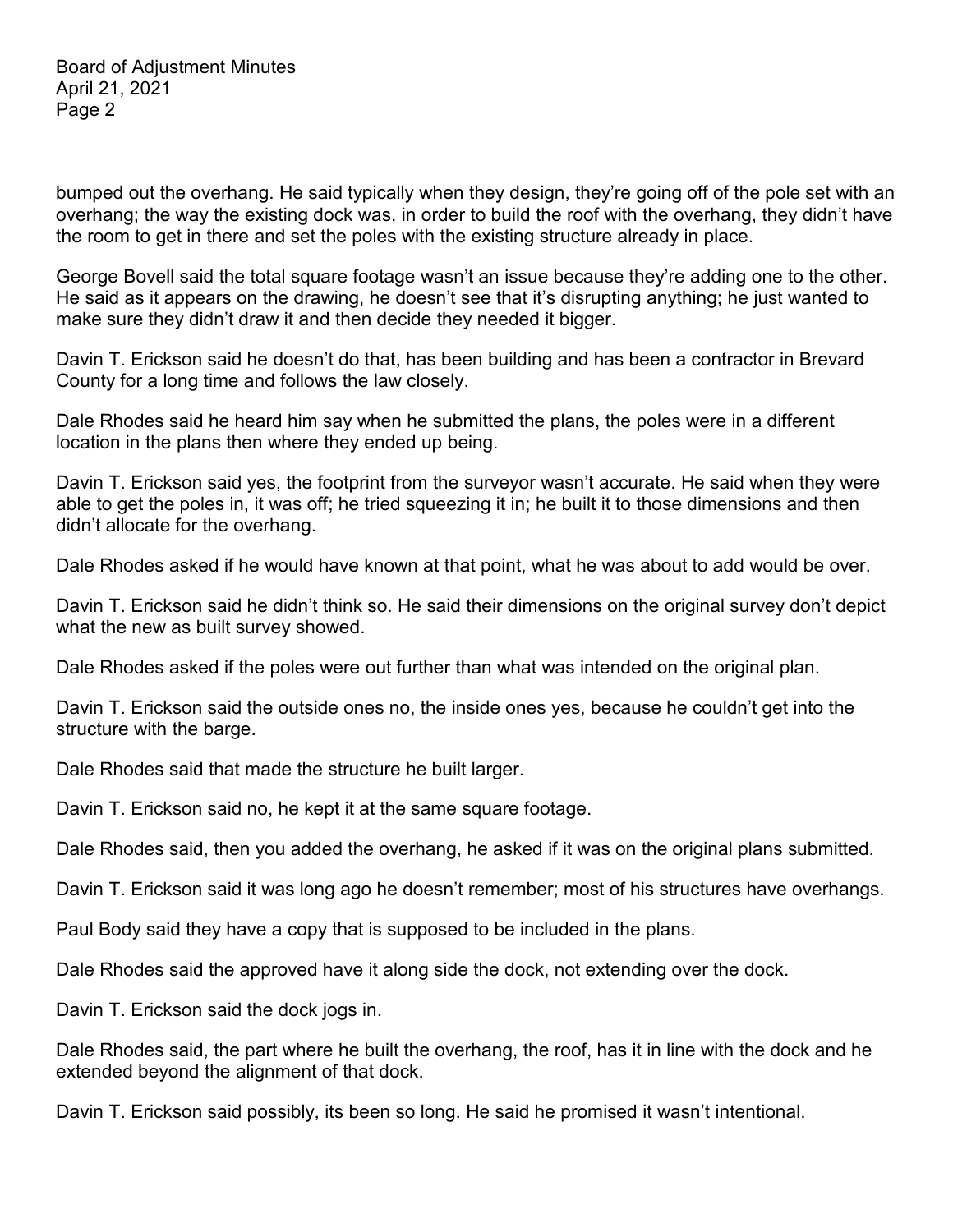bumped out the overhang. He said typically when they design, they're going off of the pole set with an overhang; the way the existing dock was, in order to build the roof with the overhang, they didn't have the room to get in there and set the poles with the existing structure already in place.

George Bovell said the total square footage wasn't an issue because they're adding one to the other. He said as it appears on the drawing, he doesn't see that it's disrupting anything; he just wanted to make sure they didn't draw it and then decide they needed it bigger.

Davin T. Erickson said he doesn't do that, has been building and has been a contractor in Brevard County for a long time and follows the law closely.

Dale Rhodes said he heard him say when he submitted the plans, the poles were in a different location in the plans then where they ended up being.

Davin T. Erickson said yes, the footprint from the surveyor wasn't accurate. He said when they were able to get the poles in, it was off; he tried squeezing it in; he built it to those dimensions and then didn't allocate for the overhang.

Dale Rhodes asked if he would have known at that point, what he was about to add would be over.

Davin T. Erickson said he didn't think so. He said their dimensions on the original survey don't depict what the new as built survey showed.

Dale Rhodes asked if the poles were out further than what was intended on the original plan.

Davin T. Erickson said the outside ones no, the inside ones yes, because he couldn't get into the structure with the barge.

Dale Rhodes said that made the structure he built larger.

Davin T. Erickson said no, he kept it at the same square footage.

Dale Rhodes said, then you added the overhang, he asked if it was on the original plans submitted.

Davin T. Erickson said it was long ago he doesn't remember; most of his structures have overhangs.

Paul Body said they have a copy that is supposed to be included in the plans.

Dale Rhodes said the approved have it along side the dock, not extending over the dock.

Davin T. Erickson said the dock jogs in.

Dale Rhodes said, the part where he built the overhang, the roof, has it in line with the dock and he extended beyond the alignment of that dock.

Davin T. Erickson said possibly, its been so long. He said he promised it wasn't intentional.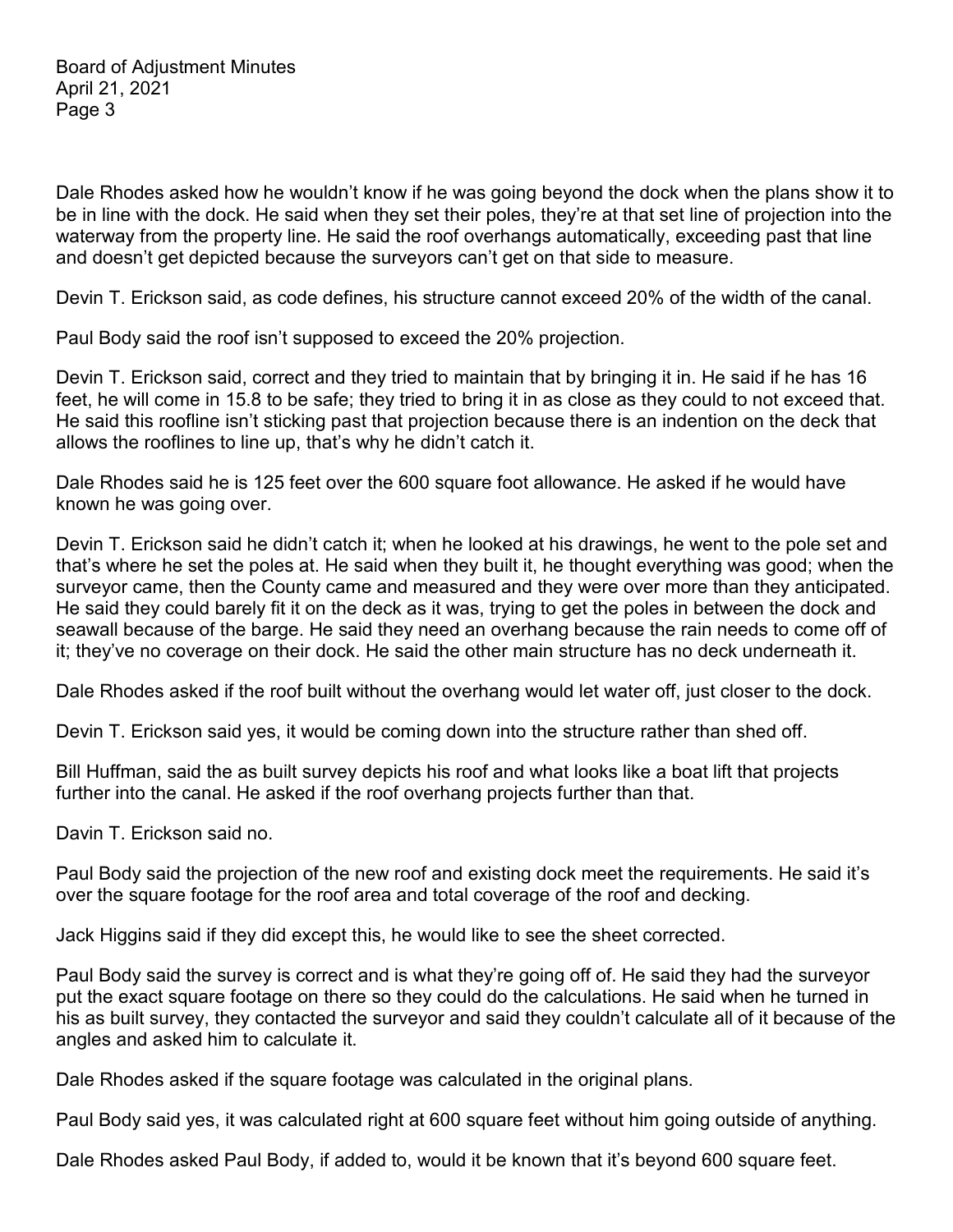Dale Rhodes asked how he wouldn't know if he was going beyond the dock when the plans show it to be in line with the dock. He said when they set their poles, they're at that set line of projection into the waterway from the property line. He said the roof overhangs automatically, exceeding past that line and doesn't get depicted because the surveyors can't get on that side to measure.

Devin T. Erickson said, as code defines, his structure cannot exceed 20% of the width of the canal.

Paul Body said the roof isn't supposed to exceed the 20% projection.

Devin T. Erickson said, correct and they tried to maintain that by bringing it in. He said if he has 16 feet, he will come in 15.8 to be safe; they tried to bring it in as close as they could to not exceed that. He said this roofline isn't sticking past that projection because there is an indention on the deck that allows the rooflines to line up, that's why he didn't catch it.

Dale Rhodes said he is 125 feet over the 600 square foot allowance. He asked if he would have known he was going over.

Devin T. Erickson said he didn't catch it; when he looked at his drawings, he went to the pole set and that's where he set the poles at. He said when they built it, he thought everything was good; when the surveyor came, then the County came and measured and they were over more than they anticipated. He said they could barely fit it on the deck as it was, trying to get the poles in between the dock and seawall because of the barge. He said they need an overhang because the rain needs to come off of it; they've no coverage on their dock. He said the other main structure has no deck underneath it.

Dale Rhodes asked if the roof built without the overhang would let water off, just closer to the dock.

Devin T. Erickson said yes, it would be coming down into the structure rather than shed off.

Bill Huffman, said the as built survey depicts his roof and what looks like a boat lift that projects further into the canal. He asked if the roof overhang projects further than that.

Davin T. Erickson said no.

Paul Body said the projection of the new roof and existing dock meet the requirements. He said it's over the square footage for the roof area and total coverage of the roof and decking.

Jack Higgins said if they did except this, he would like to see the sheet corrected.

Paul Body said the survey is correct and is what they're going off of. He said they had the surveyor put the exact square footage on there so they could do the calculations. He said when he turned in his as built survey, they contacted the surveyor and said they couldn't calculate all of it because of the angles and asked him to calculate it.

Dale Rhodes asked if the square footage was calculated in the original plans.

Paul Body said yes, it was calculated right at 600 square feet without him going outside of anything.

Dale Rhodes asked Paul Body, if added to, would it be known that it's beyond 600 square feet.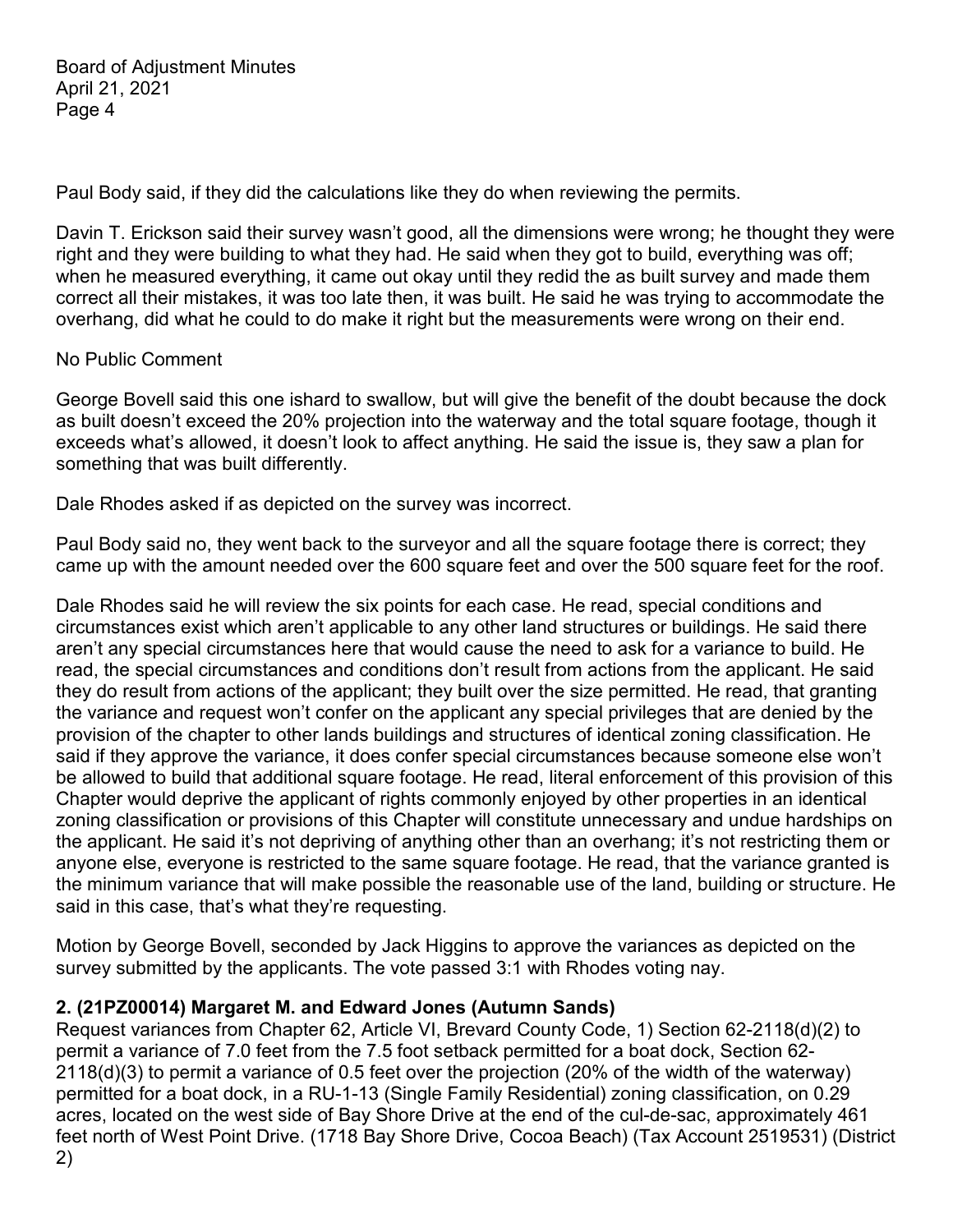Paul Body said, if they did the calculations like they do when reviewing the permits.

Davin T. Erickson said their survey wasn't good, all the dimensions were wrong; he thought they were right and they were building to what they had. He said when they got to build, everything was off; when he measured everything, it came out okay until they redid the as built survey and made them correct all their mistakes, it was too late then, it was built. He said he was trying to accommodate the overhang, did what he could to do make it right but the measurements were wrong on their end.

No Public Comment

George Bovell said this one ishard to swallow, but will give the benefit of the doubt because the dock as built doesn't exceed the 20% projection into the waterway and the total square footage, though it exceeds what's allowed, it doesn't look to affect anything. He said the issue is, they saw a plan for something that was built differently.

Dale Rhodes asked if as depicted on the survey was incorrect.

Paul Body said no, they went back to the surveyor and all the square footage there is correct; they came up with the amount needed over the 600 square feet and over the 500 square feet for the roof.

Dale Rhodes said he will review the six points for each case. He read, special conditions and circumstances exist which aren't applicable to any other land structures or buildings. He said there aren't any special circumstances here that would cause the need to ask for a variance to build. He read, the special circumstances and conditions don't result from actions from the applicant. He said they do result from actions of the applicant; they built over the size permitted. He read, that granting the variance and request won't confer on the applicant any special privileges that are denied by the provision of the chapter to other lands buildings and structures of identical zoning classification. He said if they approve the variance, it does confer special circumstances because someone else won't be allowed to build that additional square footage. He read, literal enforcement of this provision of this Chapter would deprive the applicant of rights commonly enjoyed by other properties in an identical zoning classification or provisions of this Chapter will constitute unnecessary and undue hardships on the applicant. He said it's not depriving of anything other than an overhang; it's not restricting them or anyone else, everyone is restricted to the same square footage. He read, that the variance granted is the minimum variance that will make possible the reasonable use of the land, building or structure. He said in this case, that's what they're requesting.

Motion by George Bovell, seconded by Jack Higgins to approve the variances as depicted on the survey submitted by the applicants. The vote passed 3:1 with Rhodes voting nay.

**2. (21PZ00014) Margaret M. and Edward Jones (Autumn Sands)**

Request variances from Chapter 62, Article VI, Brevard County Code, 1) Section 62-2118(d)(2) to permit a variance of 7.0 feet from the 7.5 foot setback permitted for a boat dock, Section 62-2118(d)(3) to permit a variance of 0.5 feet over the projection (20% of the width of the waterway) permitted for a boat dock, in a RU-1-13 (Single Family Residential) zoning classification, on 0.29 acres, located on the west side of Bay Shore Drive at the end of the cul-de-sac, approximately 461 feet north of West Point Drive. (1718 Bay Shore Drive, Cocoa Beach) (Tax Account 2519531) (District 2)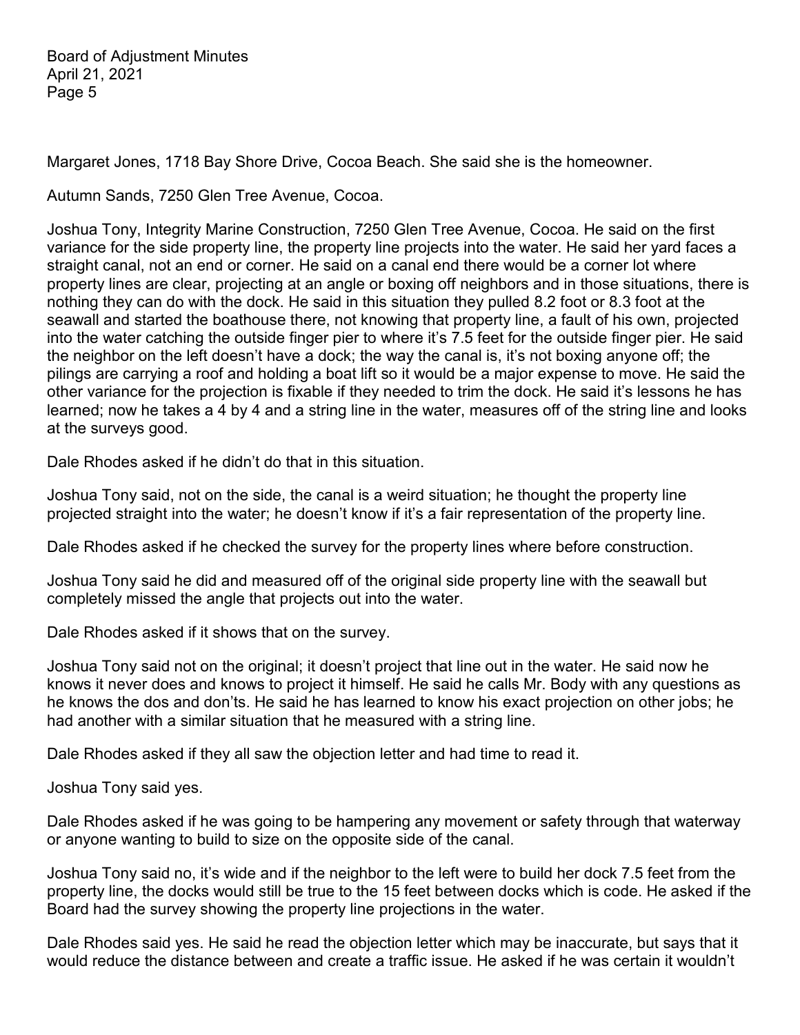Margaret Jones, 1718 Bay Shore Drive, Cocoa Beach. She said she is the homeowner.

Autumn Sands, 7250 Glen Tree Avenue, Cocoa.

Joshua Tony, Integrity Marine Construction, 7250 Glen Tree Avenue, Cocoa. He said on the first variance for the side property line, the property line projects into the water. He said her yard faces a straight canal, not an end or corner. He said on a canal end there would be a corner lot where property lines are clear, projecting at an angle or boxing off neighbors and in those situations, there is nothing they can do with the dock. He said in this situation they pulled 8.2 foot or 8.3 foot at the seawall and started the boathouse there, not knowing that property line, a fault of his own, projected into the water catching the outside finger pier to where it's 7.5 feet for the outside finger pier. He said the neighbor on the left doesn't have a dock; the way the canal is, it's not boxing anyone off; the pilings are carrying a roof and holding a boat lift so it would be a major expense to move. He said the other variance for the projection is fixable if they needed to trim the dock. He said it's lessons he has learned; now he takes a 4 by 4 and a string line in the water, measures off of the string line and looks at the surveys good.

Dale Rhodes asked if he didn't do that in this situation.

Joshua Tony said, not on the side, the canal is a weird situation; he thought the property line projected straight into the water; he doesn't know if it's a fair representation of the property line.

Dale Rhodes asked if he checked the survey for the property lines where before construction.

Joshua Tony said he did and measured off of the original side property line with the seawall but completely missed the angle that projects out into the water.

Dale Rhodes asked if it shows that on the survey.

Joshua Tony said not on the original; it doesn't project that line out in the water. He said now he knows it never does and knows to project it himself. He said he calls Mr. Body with any questions as he knows the dos and don'ts. He said he has learned to know his exact projection on other jobs; he had another with a similar situation that he measured with a string line.

Dale Rhodes asked if they all saw the objection letter and had time to read it.

Joshua Tony said yes.

Dale Rhodes asked if he was going to be hampering any movement or safety through that waterway or anyone wanting to build to size on the opposite side of the canal.

Joshua Tony said no, it's wide and if the neighbor to the left were to build her dock 7.5 feet from the property line, the docks would still be true to the 15 feet between docks which is code. He asked if the Board had the survey showing the property line projections in the water.

Dale Rhodes said yes. He said he read the objection letter which may be inaccurate, but says that it would reduce the distance between and create a traffic issue. He asked if he was certain it wouldn't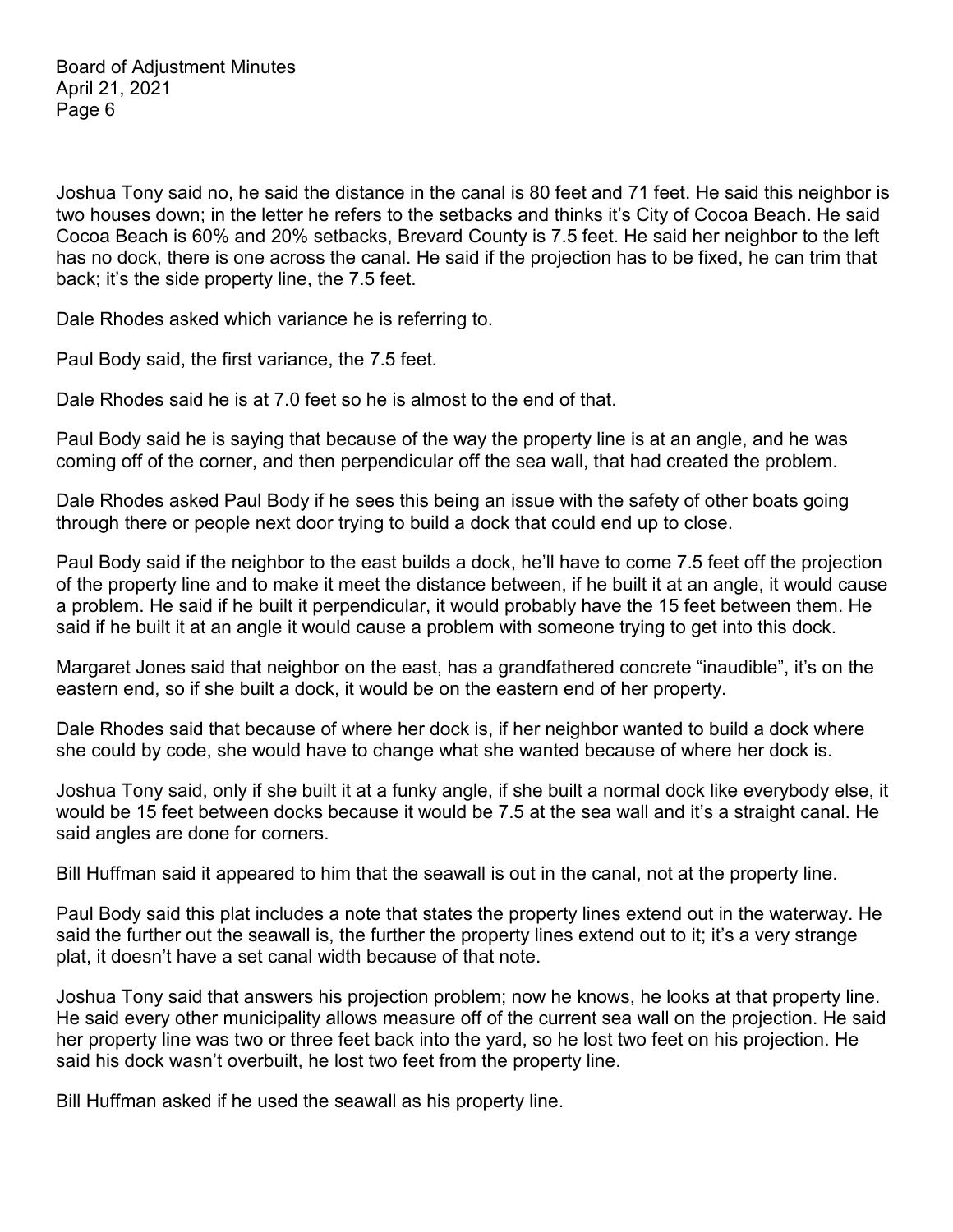Joshua Tony said no, he said the distance in the canal is 80 feet and 71 feet. He said this neighbor is two houses down; in the letter he refers to the setbacks and thinks it's City of Cocoa Beach. He said Cocoa Beach is 60% and 20% setbacks, Brevard County is 7.5 feet. He said her neighbor to the left has no dock, there is one across the canal. He said if the projection has to be fixed, he can trim that back; it's the side property line, the 7.5 feet.

Dale Rhodes asked which variance he is referring to.

Paul Body said, the first variance, the 7.5 feet.

Dale Rhodes said he is at 7.0 feet so he is almost to the end of that.

Paul Body said he is saying that because of the way the property line is at an angle, and he was coming off of the corner, and then perpendicular off the sea wall, that had created the problem.

Dale Rhodes asked Paul Body if he sees this being an issue with the safety of other boats going through there or people next door trying to build a dock that could end up to close.

Paul Body said if the neighbor to the east builds a dock, he'll have to come 7.5 feet off the projection of the property line and to make it meet the distance between, if he built it at an angle, it would cause a problem. He said if he built it perpendicular, it would probably have the 15 feet between them. He said if he built it at an angle it would cause a problem with someone trying to get into this dock.

Margaret Jones said that neighbor on the east, has a grandfathered concrete "inaudible", it's on the eastern end, so if she built a dock, it would be on the eastern end of her property.

Dale Rhodes said that because of where her dock is, if her neighbor wanted to build a dock where she could by code, she would have to change what she wanted because of where her dock is.

Joshua Tony said, only if she built it at a funky angle, if she built a normal dock like everybody else, it would be 15 feet between docks because it would be 7.5 at the sea wall and it's a straight canal. He said angles are done for corners.

Bill Huffman said it appeared to him that the seawall is out in the canal, not at the property line.

Paul Body said this plat includes a note that states the property lines extend out in the waterway. He said the further out the seawall is, the further the property lines extend out to it; it's a very strange plat, it doesn't have a set canal width because of that note.

Joshua Tony said that answers his projection problem; now he knows, he looks at that property line. He said every other municipality allows measure off of the current sea wall on the projection. He said her property line was two or three feet back into the yard, so he lost two feet on his projection. He said his dock wasn't overbuilt, he lost two feet from the property line.

Bill Huffman asked if he used the seawall as his property line.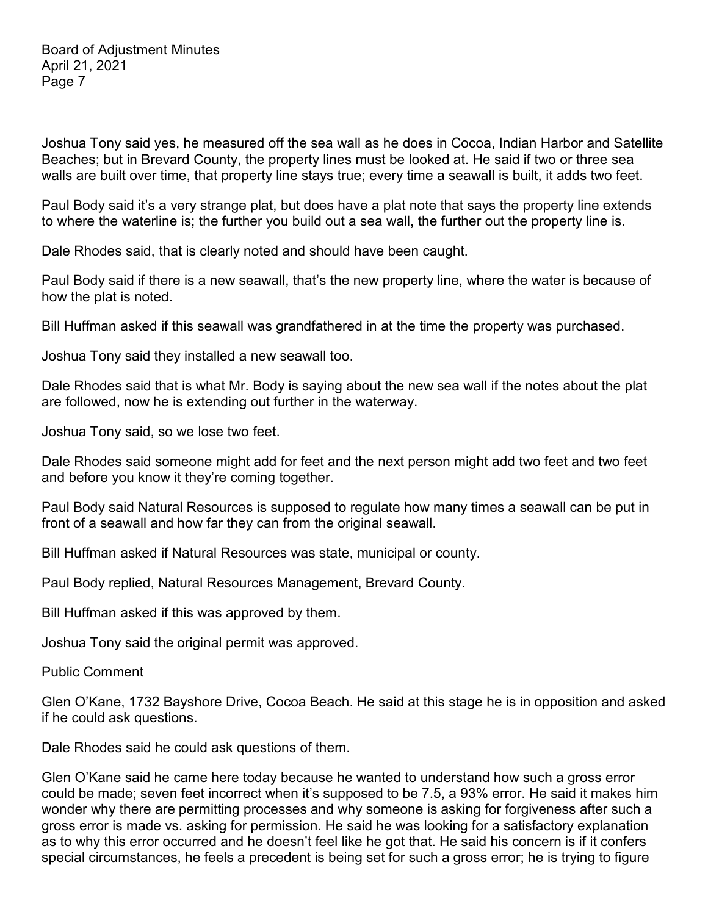Joshua Tony said yes, he measured off the sea wall as he does in Cocoa, Indian Harbor and Satellite Beaches; but in Brevard County, the property lines must be looked at. He said if two or three sea walls are built over time, that property line stays true; every time a seawall is built, it adds two feet.

Paul Body said it's a very strange plat, but does have a plat note that says the property line extends to where the waterline is; the further you build out a sea wall, the further out the property line is.

Dale Rhodes said, that is clearly noted and should have been caught.

Paul Body said if there is a new seawall, that's the new property line, where the water is because of how the plat is noted.

Bill Huffman asked if this seawall was grandfathered in at the time the property was purchased.

Joshua Tony said they installed a new seawall too.

Dale Rhodes said that is what Mr. Body is saying about the new sea wall if the notes about the plat are followed, now he is extending out further in the waterway.

Joshua Tony said, so we lose two feet.

Dale Rhodes said someone might add for feet and the next person might add two feet and two feet and before you know it they're coming together.

Paul Body said Natural Resources is supposed to regulate how many times a seawall can be put in front of a seawall and how far they can from the original seawall.

Bill Huffman asked if Natural Resources was state, municipal or county.

Paul Body replied, Natural Resources Management, Brevard County.

Bill Huffman asked if this was approved by them.

Joshua Tony said the original permit was approved.

Public Comment

Glen O'Kane, 1732 Bayshore Drive, Cocoa Beach. He said at this stage he is in opposition and asked if he could ask questions.

Dale Rhodes said he could ask questions of them.

Glen O'Kane said he came here today because he wanted to understand how such a gross error could be made; seven feet incorrect when it's supposed to be 7.5, a 93% error. He said it makes him wonder why there are permitting processes and why someone is asking for forgiveness after such a gross error is made vs. asking for permission. He said he was looking for a satisfactory explanation as to why this error occurred and he doesn't feel like he got that. He said his concern is if it confers special circumstances, he feels a precedent is being set for such a gross error; he is trying to figure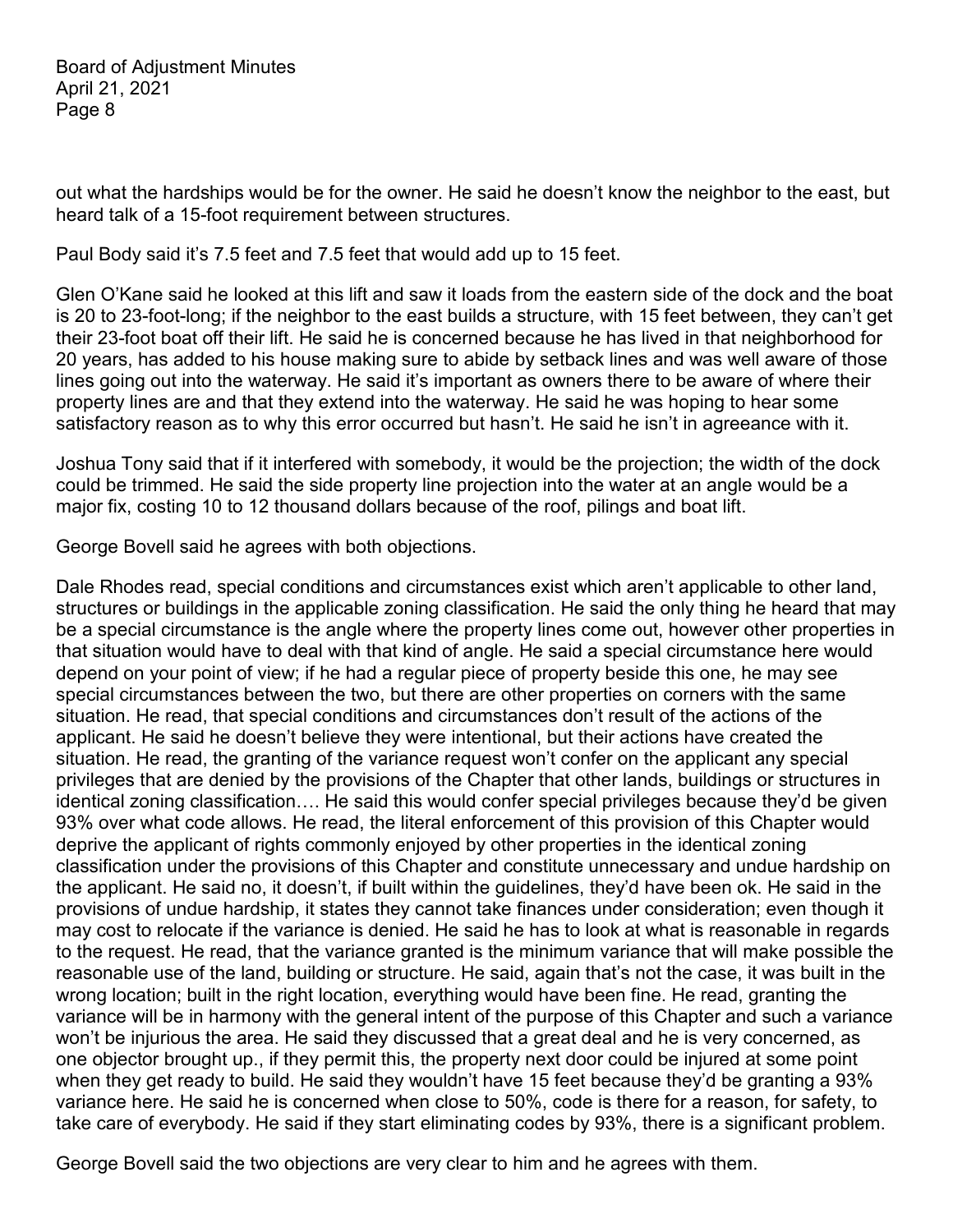out what the hardships would be for the owner. He said he doesn't know the neighbor to the east, but heard talk of a 15-foot requirement between structures.

Paul Body said it's 7.5 feet and 7.5 feet that would add up to 15 feet.

Glen O'Kane said he looked at this lift and saw it loads from the eastern side of the dock and the boat is 20 to 23-foot-long; if the neighbor to the east builds a structure, with 15 feet between, they can't get their 23-foot boat off their lift. He said he is concerned because he has lived in that neighborhood for 20 years, has added to his house making sure to abide by setback lines and was well aware of those lines going out into the waterway. He said it's important as owners there to be aware of where their property lines are and that they extend into the waterway. He said he was hoping to hear some satisfactory reason as to why this error occurred but hasn't. He said he isn't in agreeance with it.

Joshua Tony said that if it interfered with somebody, it would be the projection; the width of the dock could be trimmed. He said the side property line projection into the water at an angle would be a major fix, costing 10 to 12 thousand dollars because of the roof, pilings and boat lift.

George Bovell said he agrees with both objections.

Dale Rhodes read, special conditions and circumstances exist which aren't applicable to other land, structures or buildings in the applicable zoning classification. He said the only thing he heard that may be a special circumstance is the angle where the property lines come out, however other properties in that situation would have to deal with that kind of angle. He said a special circumstance here would depend on your point of view; if he had a regular piece of property beside this one, he may see special circumstances between the two, but there are other properties on corners with the same situation. He read, that special conditions and circumstances don't result of the actions of the applicant. He said he doesn't believe they were intentional, but their actions have created the situation. He read, the granting of the variance request won't confer on the applicant any special privileges that are denied by the provisions of the Chapter that other lands, buildings or structures in identical zoning classification…. He said this would confer special privileges because they'd be given 93% over what code allows. He read, the literal enforcement of this provision of this Chapter would deprive the applicant of rights commonly enjoyed by other properties in the identical zoning classification under the provisions of this Chapter and constitute unnecessary and undue hardship on the applicant. He said no, it doesn't, if built within the guidelines, they'd have been ok. He said in the provisions of undue hardship, it states they cannot take finances under consideration; even though it may cost to relocate if the variance is denied. He said he has to look at what is reasonable in regards to the request. He read, that the variance granted is the minimum variance that will make possible the reasonable use of the land, building or structure. He said, again that's not the case, it was built in the wrong location; built in the right location, everything would have been fine. He read, granting the variance will be in harmony with the general intent of the purpose of this Chapter and such a variance won't be injurious the area. He said they discussed that a great deal and he is very concerned, as one objector brought up., if they permit this, the property next door could be injured at some point when they get ready to build. He said they wouldn't have 15 feet because they'd be granting a 93% variance here. He said he is concerned when close to 50%, code is there for a reason, for safety, to take care of everybody. He said if they start eliminating codes by 93%, there is a significant problem.

George Bovell said the two objections are very clear to him and he agrees with them.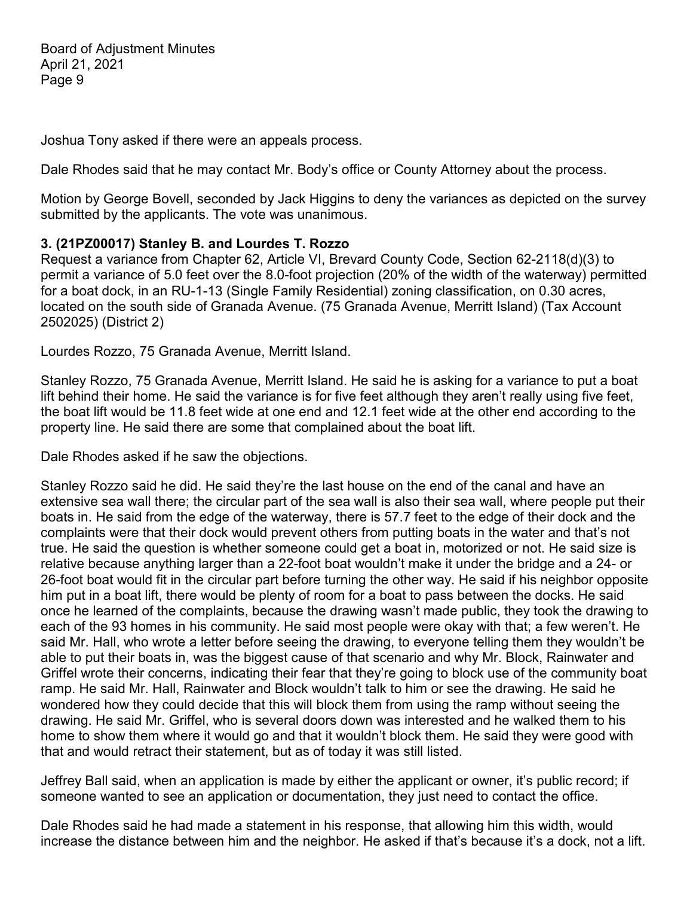Joshua Tony asked if there were an appeals process.

Dale Rhodes said that he may contact Mr. Body's office or County Attorney about the process.

Motion by George Bovell, seconded by Jack Higgins to deny the variances as depicted on the survey submitted by the applicants. The vote was unanimous.

**3. (21PZ00017) Stanley B. and Lourdes T. Rozzo**

Request a variance from Chapter 62, Article VI, Brevard County Code, Section 62-2118(d)(3) to permit a variance of 5.0 feet over the 8.0-foot projection (20% of the width of the waterway) permitted for a boat dock, in an RU-1-13 (Single Family Residential) zoning classification, on 0.30 acres, located on the south side of Granada Avenue. (75 Granada Avenue, Merritt Island) (Tax Account 2502025) (District 2)

Lourdes Rozzo, 75 Granada Avenue, Merritt Island.

Stanley Rozzo, 75 Granada Avenue, Merritt Island. He said he is asking for a variance to put a boat lift behind their home. He said the variance is for five feet although they aren't really using five feet, the boat lift would be 11.8 feet wide at one end and 12.1 feet wide at the other end according to the property line. He said there are some that complained about the boat lift.

Dale Rhodes asked if he saw the objections.

Stanley Rozzo said he did. He said they're the last house on the end of the canal and have an extensive sea wall there; the circular part of the sea wall is also their sea wall, where people put their boats in. He said from the edge of the waterway, there is 57.7 feet to the edge of their dock and the complaints were that their dock would prevent others from putting boats in the water and that's not true. He said the question is whether someone could get a boat in, motorized or not. He said size is relative because anything larger than a 22-foot boat wouldn't make it under the bridge and a 24- or 26-foot boat would fit in the circular part before turning the other way. He said if his neighbor opposite him put in a boat lift, there would be plenty of room for a boat to pass between the docks. He said once he learned of the complaints, because the drawing wasn't made public, they took the drawing to each of the 93 homes in his community. He said most people were okay with that; a few weren't. He said Mr. Hall, who wrote a letter before seeing the drawing, to everyone telling them they wouldn't be able to put their boats in, was the biggest cause of that scenario and why Mr. Block, Rainwater and Griffel wrote their concerns, indicating their fear that they're going to block use of the community boat ramp. He said Mr. Hall, Rainwater and Block wouldn't talk to him or see the drawing. He said he wondered how they could decide that this will block them from using the ramp without seeing the drawing. He said Mr. Griffel, who is several doors down was interested and he walked them to his home to show them where it would go and that it wouldn't block them. He said they were good with that and would retract their statement, but as of today it was still listed.

Jeffrey Ball said, when an application is made by either the applicant or owner, it's public record; if someone wanted to see an application or documentation, they just need to contact the office.

Dale Rhodes said he had made a statement in his response, that allowing him this width, would increase the distance between him and the neighbor. He asked if that's because it's a dock, not a lift.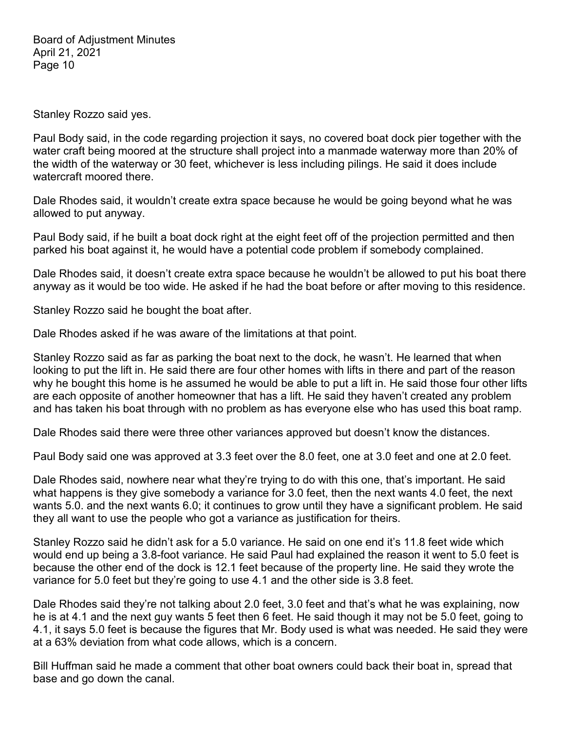Stanley Rozzo said yes.

Paul Body said, in the code regarding projection it says, no covered boat dock pier together with the water craft being moored at the structure shall project into a manmade waterway more than 20% of the width of the waterway or 30 feet, whichever is less including pilings. He said it does include watercraft moored there.

Dale Rhodes said, it wouldn't create extra space because he would be going beyond what he was allowed to put anyway.

Paul Body said, if he built a boat dock right at the eight feet off of the projection permitted and then parked his boat against it, he would have a potential code problem if somebody complained.

Dale Rhodes said, it doesn't create extra space because he wouldn't be allowed to put his boat there anyway as it would be too wide. He asked if he had the boat before or after moving to this residence.

Stanley Rozzo said he bought the boat after.

Dale Rhodes asked if he was aware of the limitations at that point.

Stanley Rozzo said as far as parking the boat next to the dock, he wasn't. He learned that when looking to put the lift in. He said there are four other homes with lifts in there and part of the reason why he bought this home is he assumed he would be able to put a lift in. He said those four other lifts are each opposite of another homeowner that has a lift. He said they haven't created any problem and has taken his boat through with no problem as has everyone else who has used this boat ramp.

Dale Rhodes said there were three other variances approved but doesn't know the distances.

Paul Body said one was approved at 3.3 feet over the 8.0 feet, one at 3.0 feet and one at 2.0 feet.

Dale Rhodes said, nowhere near what they're trying to do with this one, that's important. He said what happens is they give somebody a variance for 3.0 feet, then the next wants 4.0 feet, the next wants 5.0. and the next wants 6.0; it continues to grow until they have a significant problem. He said they all want to use the people who got a variance as justification for theirs.

Stanley Rozzo said he didn't ask for a 5.0 variance. He said on one end it's 11.8 feet wide which would end up being a 3.8-foot variance. He said Paul had explained the reason it went to 5.0 feet is because the other end of the dock is 12.1 feet because of the property line. He said they wrote the variance for 5.0 feet but they're going to use 4.1 and the other side is 3.8 feet.

Dale Rhodes said they're not talking about 2.0 feet, 3.0 feet and that's what he was explaining, now he is at 4.1 and the next guy wants 5 feet then 6 feet. He said though it may not be 5.0 feet, going to 4.1, it says 5.0 feet is because the figures that Mr. Body used is what was needed. He said they were at a 63% deviation from what code allows, which is a concern.

Bill Huffman said he made a comment that other boat owners could back their boat in, spread that base and go down the canal.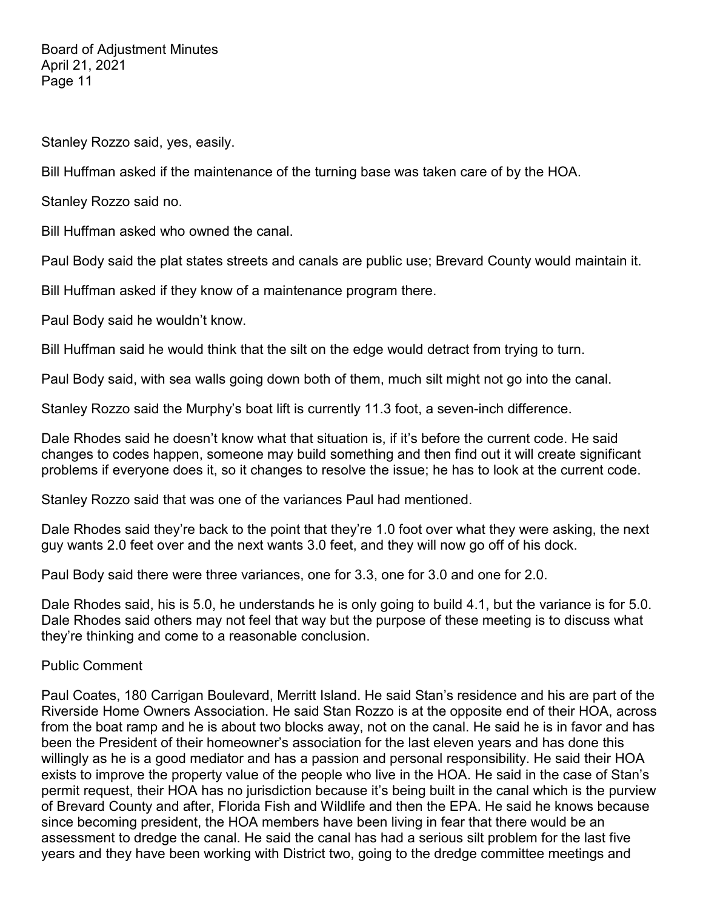Stanley Rozzo said, yes, easily.

Bill Huffman asked if the maintenance of the turning base was taken care of by the HOA.

Stanley Rozzo said no.

Bill Huffman asked who owned the canal.

Paul Body said the plat states streets and canals are public use; Brevard County would maintain it.

Bill Huffman asked if they know of a maintenance program there.

Paul Body said he wouldn't know.

Bill Huffman said he would think that the silt on the edge would detract from trying to turn.

Paul Body said, with sea walls going down both of them, much silt might not go into the canal.

Stanley Rozzo said the Murphy's boat lift is currently 11.3 foot, a seven-inch difference.

Dale Rhodes said he doesn't know what that situation is, if it's before the current code. He said changes to codes happen, someone may build something and then find out it will create significant problems if everyone does it, so it changes to resolve the issue; he has to look at the current code.

Stanley Rozzo said that was one of the variances Paul had mentioned.

Dale Rhodes said they're back to the point that they're 1.0 foot over what they were asking, the next guy wants 2.0 feet over and the next wants 3.0 feet, and they will now go off of his dock.

Paul Body said there were three variances, one for 3.3, one for 3.0 and one for 2.0.

Dale Rhodes said, his is 5.0, he understands he is only going to build 4.1, but the variance is for 5.0. Dale Rhodes said others may not feel that way but the purpose of these meeting is to discuss what they're thinking and come to a reasonable conclusion.

Public Comment

Paul Coates, 180 Carrigan Boulevard, Merritt Island. He said Stan's residence and his are part of the Riverside Home Owners Association. He said Stan Rozzo is at the opposite end of their HOA, across from the boat ramp and he is about two blocks away, not on the canal. He said he is in favor and has been the President of their homeowner's association for the last eleven years and has done this willingly as he is a good mediator and has a passion and personal responsibility. He said their HOA exists to improve the property value of the people who live in the HOA. He said in the case of Stan's permit request, their HOA has no jurisdiction because it's being built in the canal which is the purview of Brevard County and after, Florida Fish and Wildlife and then the EPA. He said he knows because since becoming president, the HOA members have been living in fear that there would be an assessment to dredge the canal. He said the canal has had a serious silt problem for the last five years and they have been working with District two, going to the dredge committee meetings and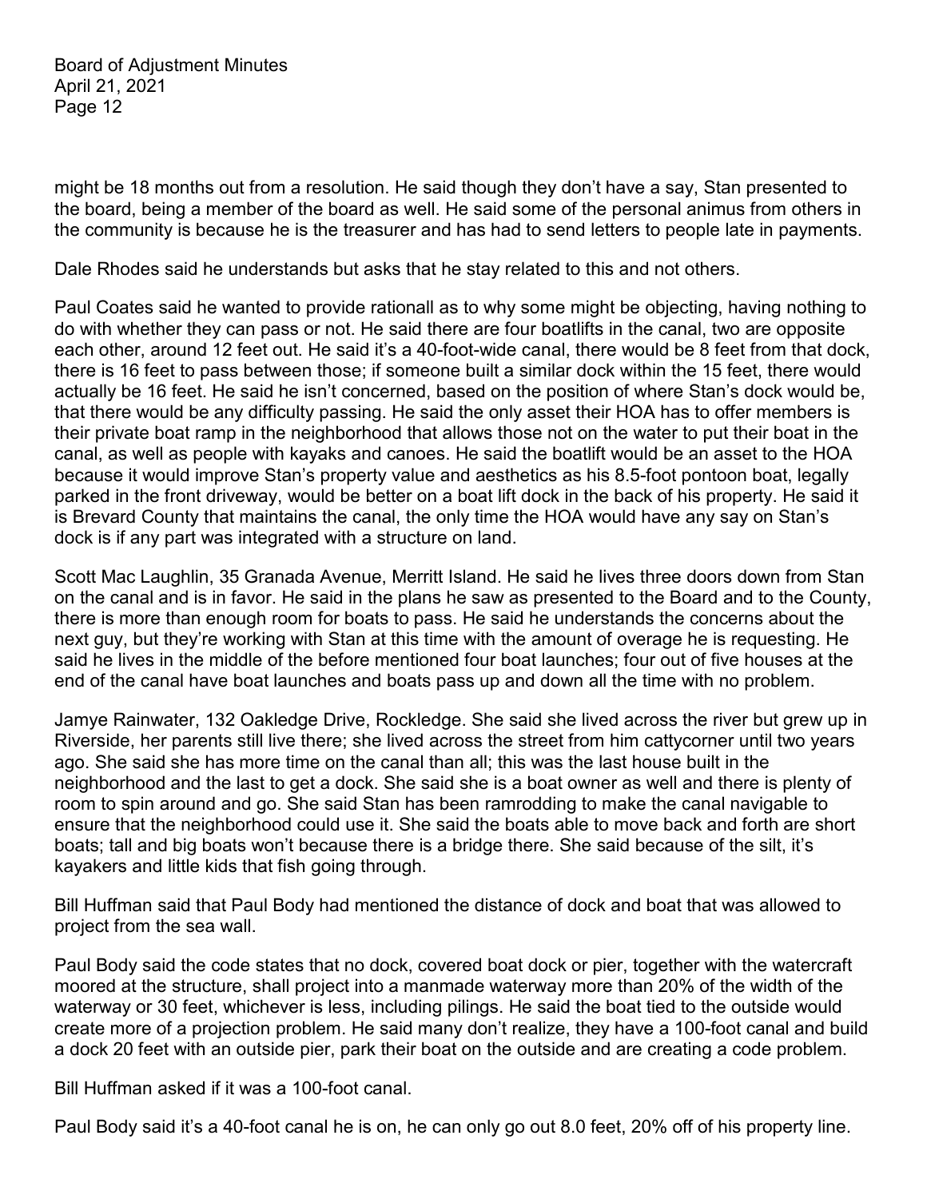might be 18 months out from a resolution. He said though they don't have a say, Stan presented to the board, being a member of the board as well. He said some of the personal animus from others in the community is because he is the treasurer and has had to send letters to people late in payments.

Dale Rhodes said he understands but asks that he stay related to this and not others.

Paul Coates said he wanted to provide rationall as to why some might be objecting, having nothing to do with whether they can pass or not. He said there are four boatlifts in the canal, two are opposite each other, around 12 feet out. He said it's a 40-foot-wide canal, there would be 8 feet from that dock, there is 16 feet to pass between those; if someone built a similar dock within the 15 feet, there would actually be 16 feet. He said he isn't concerned, based on the position of where Stan's dock would be, that there would be any difficulty passing. He said the only asset their HOA has to offer members is their private boat ramp in the neighborhood that allows those not on the water to put their boat in the canal, as well as people with kayaks and canoes. He said the boatlift would be an asset to the HOA because it would improve Stan's property value and aesthetics as his 8.5-foot pontoon boat, legally parked in the front driveway, would be better on a boat lift dock in the back of his property. He said it is Brevard County that maintains the canal, the only time the HOA would have any say on Stan's dock is if any part was integrated with a structure on land.

Scott Mac Laughlin, 35 Granada Avenue, Merritt Island. He said he lives three doors down from Stan on the canal and is in favor. He said in the plans he saw as presented to the Board and to the County, there is more than enough room for boats to pass. He said he understands the concerns about the next guy, but they're working with Stan at this time with the amount of overage he is requesting. He said he lives in the middle of the before mentioned four boat launches; four out of five houses at the end of the canal have boat launches and boats pass up and down all the time with no problem.

Jamye Rainwater, 132 Oakledge Drive, Rockledge. She said she lived across the river but grew up in Riverside, her parents still live there; she lived across the street from him cattycorner until two years ago. She said she has more time on the canal than all; this was the last house built in the neighborhood and the last to get a dock. She said she is a boat owner as well and there is plenty of room to spin around and go. She said Stan has been ramrodding to make the canal navigable to ensure that the neighborhood could use it. She said the boats able to move back and forth are short boats; tall and big boats won't because there is a bridge there. She said because of the silt, it's kayakers and little kids that fish going through.

Bill Huffman said that Paul Body had mentioned the distance of dock and boat that was allowed to project from the sea wall.

Paul Body said the code states that no dock, covered boat dock or pier, together with the watercraft moored at the structure, shall project into a manmade waterway more than 20% of the width of the waterway or 30 feet, whichever is less, including pilings. He said the boat tied to the outside would create more of a projection problem. He said many don't realize, they have a 100-foot canal and build a dock 20 feet with an outside pier, park their boat on the outside and are creating a code problem.

Bill Huffman asked if it was a 100-foot canal.

Paul Body said it's a 40-foot canal he is on, he can only go out 8.0 feet, 20% off of his property line.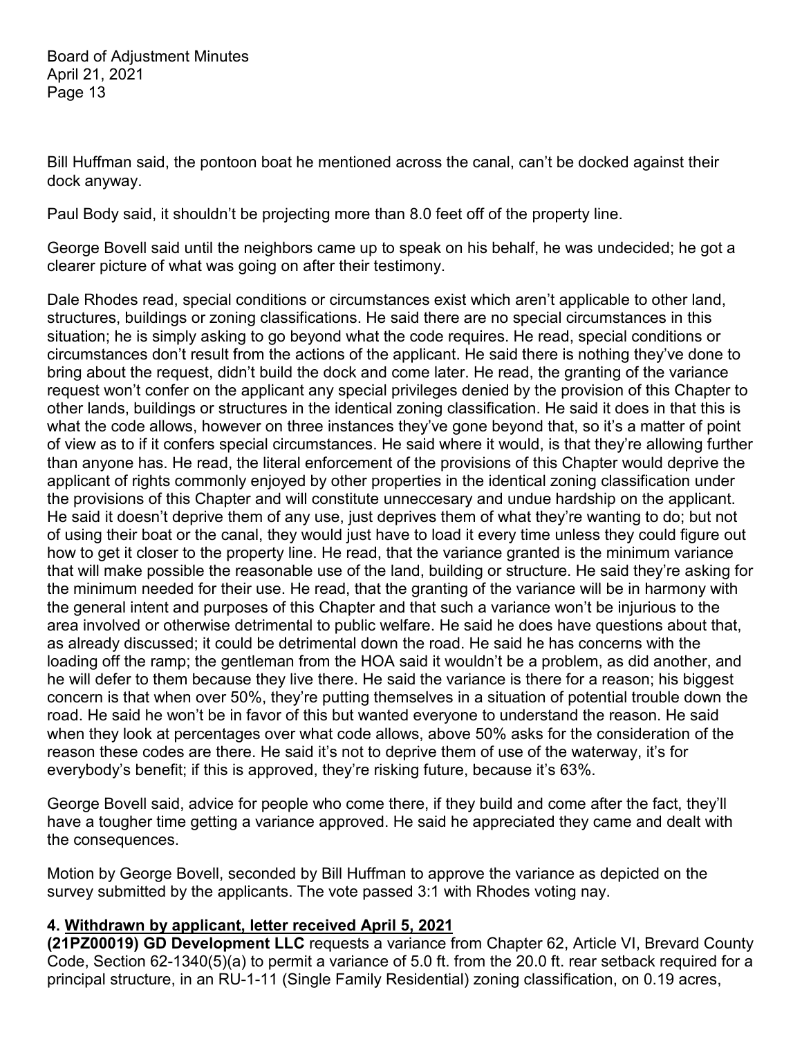Bill Huffman said, the pontoon boat he mentioned across the canal, can't be docked against their dock anyway.

Paul Body said, it shouldn't be projecting more than 8.0 feet off of the property line.

George Bovell said until the neighbors came up to speak on his behalf, he was undecided; he got a clearer picture of what was going on after their testimony.

Dale Rhodes read, special conditions or circumstances exist which aren't applicable to other land, structures, buildings or zoning classifications. He said there are no special circumstances in this situation; he is simply asking to go beyond what the code requires. He read, special conditions or circumstances don't result from the actions of the applicant. He said there is nothing they've done to bring about the request, didn't build the dock and come later. He read, the granting of the variance request won't confer on the applicant any special privileges denied by the provision of this Chapter to other lands, buildings or structures in the identical zoning classification. He said it does in that this is what the code allows, however on three instances they've gone beyond that, so it's a matter of point of view as to if it confers special circumstances. He said where it would, is that they're allowing further than anyone has. He read, the literal enforcement of the provisions of this Chapter would deprive the applicant of rights commonly enjoyed by other properties in the identical zoning classification under the provisions of this Chapter and will constitute unneccesary and undue hardship on the applicant. He said it doesn't deprive them of any use, just deprives them of what they're wanting to do; but not of using their boat or the canal, they would just have to load it every time unless they could figure out how to get it closer to the property line. He read, that the variance granted is the minimum variance that will make possible the reasonable use of the land, building or structure. He said they're asking for the minimum needed for their use. He read, that the granting of the variance will be in harmony with the general intent and purposes of this Chapter and that such a variance won't be injurious to the area involved or otherwise detrimental to public welfare. He said he does have questions about that, as already discussed; it could be detrimental down the road. He said he has concerns with the loading off the ramp; the gentleman from the HOA said it wouldn't be a problem, as did another, and he will defer to them because they live there. He said the variance is there for a reason; his biggest concern is that when over 50%, they're putting themselves in a situation of potential trouble down the road. He said he won't be in favor of this but wanted everyone to understand the reason. He said when they look at percentages over what code allows, above 50% asks for the consideration of the reason these codes are there. He said it's not to deprive them of use of the waterway, it's for everybody's benefit; if this is approved, they're risking future, because it's 63%.

George Bovell said, advice for people who come there, if they build and come after the fact, they'll have a tougher time getting a variance approved. He said he appreciated they came and dealt with the consequences.

Motion by George Bovell, seconded by Bill Huffman to approve the variance as depicted on the survey submitted by the applicants. The vote passed 3:1 with Rhodes voting nay.

**4. Withdrawn by applicant, letter received April 5, 2021**
**(21PZ00019) GD Development LLC** requests a variance from Chapter 62, Article VI, Brevard County Code, Section 62-1340(5)(a) to permit a variance of 5.0 ft. from the 20.0 ft. rear setback required for a principal structure, in an RU-1-11 (Single Family Residential) zoning classification, on 0.19 acres,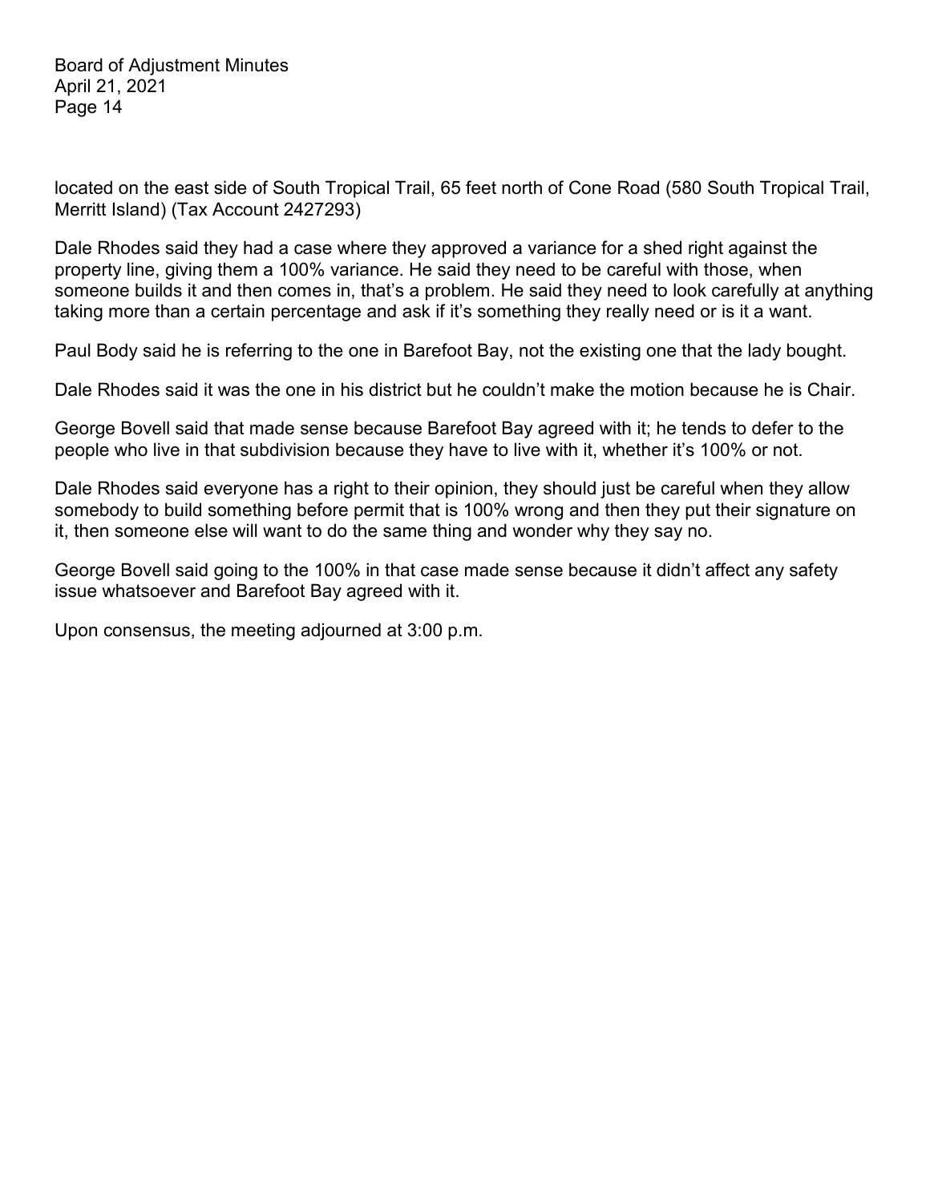located on the east side of South Tropical Trail, 65 feet north of Cone Road (580 South Tropical Trail, Merritt Island) (Tax Account 2427293)

Dale Rhodes said they had a case where they approved a variance for a shed right against the property line, giving them a 100% variance. He said they need to be careful with those, when someone builds it and then comes in, that's a problem. He said they need to look carefully at anything taking more than a certain percentage and ask if it's something they really need or is it a want.

Paul Body said he is referring to the one in Barefoot Bay, not the existing one that the lady bought.

Dale Rhodes said it was the one in his district but he couldn't make the motion because he is Chair.

George Bovell said that made sense because Barefoot Bay agreed with it; he tends to defer to the people who live in that subdivision because they have to live with it, whether it's 100% or not.

Dale Rhodes said everyone has a right to their opinion, they should just be careful when they allow somebody to build something before permit that is 100% wrong and then they put their signature on it, then someone else will want to do the same thing and wonder why they say no.

George Bovell said going to the 100% in that case made sense because it didn't affect any safety issue whatsoever and Barefoot Bay agreed with it.

Upon consensus, the meeting adjourned at 3:00 p.m.